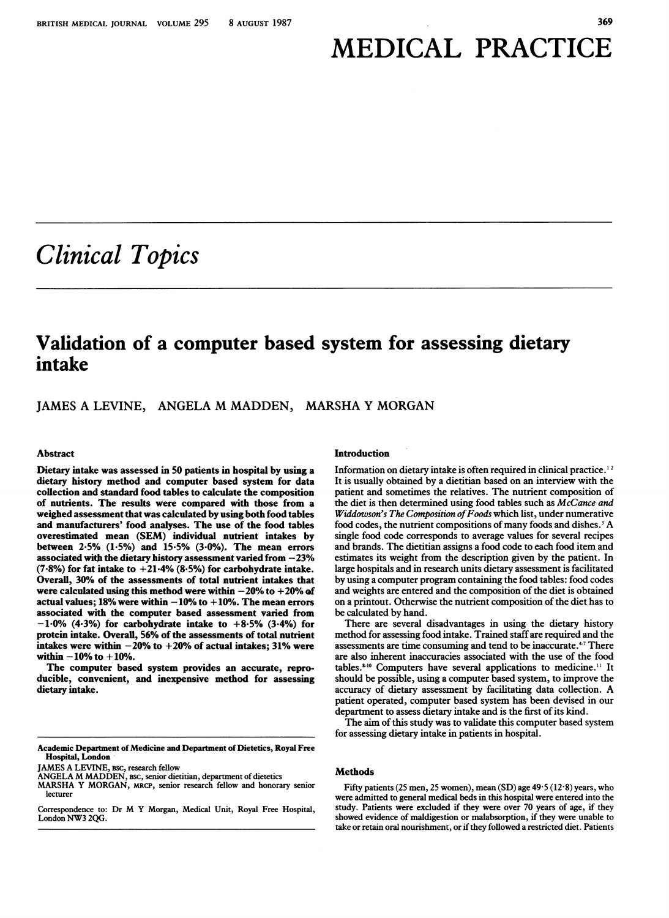# MEDICAL PRACTICE

## Clinical Topics

# Validation of a computer based system for assessing dietary intake

JAMES A LEVINE, ANGELA M MADDEN, MARSHA Y MORGAN

### Abstract

**Dietary intake was assessed in 50 patients in hospital by using a dietary history method and computer based system for data collection and standard food tables to calculate the composition of nutrients. The results were compared with those from a weighed assessment that was calculated by using both food tables and manufacturers' food analyses. The use of the food tables overestimated mean (SEM) individual nutrient intakes by between 2·5% (1·5%) and 15·5% (3·0%). The mean errors associated with the dietary history assessment varied from −23% (7·8%) for fat intake to +21·4% (8·5%) for carbohydrate intake. Overall, 30% of the assessments of total nutrient intakes that were calculated using this method were within −20% to +20% of actual values; 18% were within −10% to +10%. The mean errors associated with the computer based assessment varied from −1·0% (4·3%) for carbohydrate intake to +8·5% (3·4%) for protein intake. Overall, 56% of the assessments of total nutrient intakes were within −20% to +20% of actual intakes; 31% were within −10% to +10%.**

**The computer based system provides an accurate, reproducible, convenient, and inexpensive method for assessing dietary intake.**

---

Academic Department of Medicine and Department of Dietetics, Royal Free Hospital, London

JAMES A LEVINE, BSC, research fellow

ANGELA M MADDEN, BSC, senior dietitian, department of dietetics

MARSHA Y MORGAN, MRCP, senior research fellow and honorary senior lecturer

Correspondence to: Dr M Y Morgan, Medical Unit, Royal Free Hospital, London NW3 2QG.

### Introduction

Information on dietary intake is often required in clinical practice.[1,2] It is usually obtained by a dietitian based on an interview with the patient and sometimes the relatives. The nutrient composition of the diet is then determined using food tables such as *McCance and Widdowson's The Composition of Foods* which list, under numerative food codes, the nutrient compositions of many foods and dishes.[3] A single food code corresponds to average values for several recipes and brands. The dietitian assigns a food code to each food item and estimates its weight from the description given by the patient. In large hospitals and in research units dietary assessment is facilitated by using a computer program containing the food tables: food codes and weights are entered and the composition of the diet is obtained on a printout. Otherwise the nutrient composition of the diet has to be calculated by hand.

There are several disadvantages in using the dietary history method for assessing food intake. Trained staff are required and the assessments are time consuming and tend to be inaccurate.[4-7] There are also inherent inaccuracies associated with the use of the food tables.[8-10] Computers have several applications to medicine.[11] It should be possible, using a computer based system, to improve the accuracy of dietary assessment by facilitating data collection. A patient operated, computer based system has been devised in our department to assess dietary intake and is the first of its kind.

The aim of this study was to validate this computer based system for assessing dietary intake in patients in hospital.

### Methods

Fifty patients (25 men, 25 women), mean (SD) age 49·5 (12·8) years, who were admitted to general medical beds in this hospital were entered into the study. Patients were excluded if they were over 70 years of age, if they showed evidence of maldigestion or malabsorption, if they were unable to take or retain oral nourishment, or if they followed a restricted diet. Patients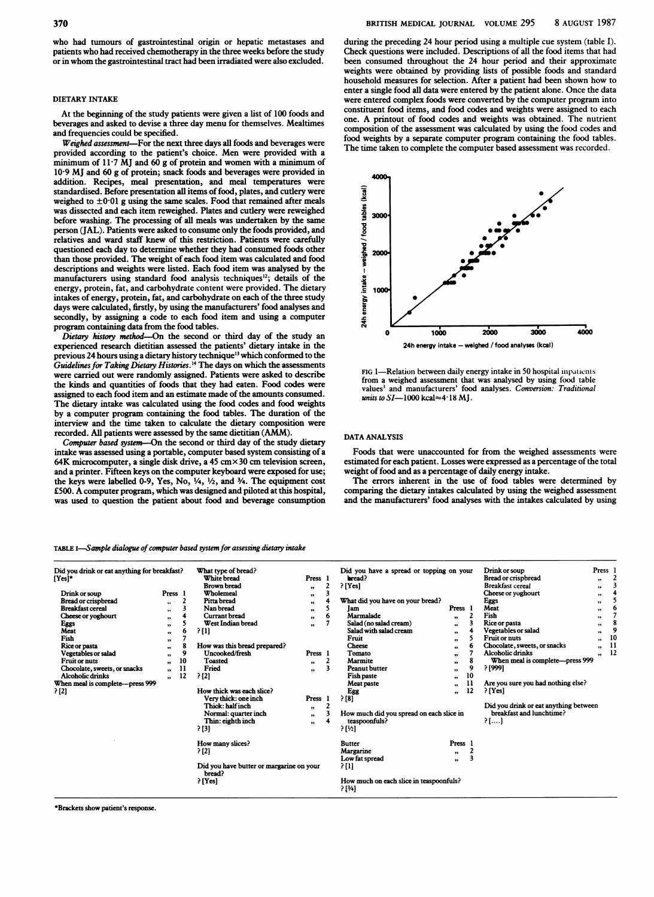who had tumours of gastrointestinal origin or hepatic metastases and patients who had received chemotherapy in the three weeks before the study or in whom the gastrointestinal tract had been irradiated were also excluded.

## DIETARY INTAKE

At the beginning of the study patients were given a list of 100 foods and beverages and asked to devise a three day menu for themselves. Mealtimes and frequencies could be specified.

*Weighed assessment*—For the next three days all foods and beverages were provided according to the patient's choice. Men were provided with a minimum of 11·7 MJ and 60 g of protein and women with a minimum of 10·9 MJ and 60 g of protein; snack foods and beverages were provided in addition. Recipes, meal presentation, and meal temperatures were standardised. Before presentation all items of food, plates, and cutlery were weighed to ±0·01 g using the same scales. Food that remained after meals was dissected and each item reweighed. Plates and cutlery were reweighed before washing. The processing of all meals was undertaken by the same person (JAL). Patients were asked to consume only the foods provided, and relatives and ward staff knew of this restriction. Patients were carefully questioned each day to determine whether they had consumed foods other than those provided. The weight of each food item was calculated and food descriptions and weights were listed. Each food item was analysed by the manufacturers using standard food analysis techniques[12]; details of the energy, protein, fat, and carbohydrate content were provided. The dietary intakes of energy, protein, fat, and carbohydrate on each of the three study days were calculated, firstly, by using the manufacturers' food analyses and secondly, by assigning a code to each food item and using a computer program containing data from the food tables.

*Dietary history method*—On the second or third day of the study an experienced research dietitian assessed the patients' dietary intake in the previous 24 hours using a dietary history technique[13] which conformed to the *Guidelines for Taking Dietary Histories*.[14] The days on which the assessments were carried out were randomly assigned. Patients were asked to describe the kinds and quantities of foods that they had eaten. Food codes were assigned to each food item and an estimate made of the amounts consumed. The dietary intake was calculated using the food codes and food weights by a computer program containing the food tables. The duration of the interview and the time taken to calculate the dietary composition were recorded. All patients were assessed by the same dietitian (AMM).

*Computer based system*—On the second or third day of the study dietary intake was assessed using a portable, computer based system consisting of a 64K microcomputer, a single disk drive, a 45 cm×30 cm television screen, and a printer. Fifteen keys on the computer keyboard were exposed for use; the keys were labelled 0-9, Yes, No, ¼, ½, and ¾. The equipment cost £500. A computer program, which was designed and piloted at this hospital, was used to question the patient about food and beverage consumption during the preceding 24 hour period using a multiple cue system (table I). Check questions were included. Descriptions of all the food items that had been consumed throughout the 24 hour period and their approximate weights were obtained by providing lists of possible foods and standard household measures for selection. After a patient had been shown how to enter a single food all data were entered by the patient alone. Once the data were entered complex foods were converted by the computer program into constituent food items, and food codes and weights were assigned to each one. A printout of food codes and weights was obtained. The nutrient composition of the assessment was calculated by using the food codes and food weights by a separate computer program containing the food tables. The time taken to complete the computer based assessment was recorded.

4000
3000
2000
1000
0
24h energy intake – weighed / food tables (kcal)
1000
2000
3000
4000
24h energy intake – weighed / food analyses (kcal)

FIG 1—Relation between daily energy intake in 50 hospital inpatients from a weighed assessment that was analysed by using food table values[3] and manufacturers' food analyses. *Conversion: Traditional units to SI*—1000 kcal≈4·18 MJ.

## DATA ANALYSIS

Foods that were unaccounted for from the weighed assessments were estimated for each patient. Losses were expressed as a percentage of the total weight of food and as a percentage of daily energy intake.

The errors inherent in the use of food tables were determined by comparing the dietary intakes calculated by using the weighed assessment and the manufacturers' food analyses with the intakes calculated by using

TABLE I—*Sample dialogue of computer based system for assessing dietary intake*

Did you drink or eat anything for breakfast?
[Yes]*

| | |
|---|---|
| Drink or soup | Press 1 |
| Bread or crispbread | „ 2 |
| Breakfast cereal | „ 3 |
| Cheese or yoghourt | „ 4 |
| Eggs | „ 5 |
| Meat | „ 6 |
| Fish | „ 7 |
| Rice or pasta | „ 8 |
| Vegetables or salad | „ 9 |
| Fruit or nuts | „ 10 |
| Chocolate, sweets, or snacks | „ 11 |
| Alcoholic drinks | „ 12 |

When meal is complete—press 999
? [2]

What type of bread?

| | |
|---|---|
| White bread | Press 1 |
| Brown bread | „ 2 |
| Wholemeal | „ 3 |
| Pitta bread | „ 4 |
| Nan bread | „ 5 |
| Currant bread | „ 6 |
| West Indian bread | „ 7 |

? [1]

How was this bread prepared?

| | |
|---|---|
| Uncooked/fresh | Press 1 |
| Toasted | „ 2 |
| Fried | „ 3 |

? [2]

How thick was each slice?

| | |
|---|---|
| Very thick: one inch | Press 1 |
| Thick: half inch | „ 2 |
| Normal: quarter inch | „ 3 |
| Thin: eighth inch | „ 4 |

? [3]

How many slices?
? [2]

Did you have butter or margarine on your bread?
? [Yes]

Did you have a spread or topping on your bread?
? [Yes]

What did you have on your bread?

| | |
|---|---|
| Jam | Press 1 |
| Marmalade | „ 2 |
| Salad (no salad cream) | „ 3 |
| Salad with salad cream | „ 4 |
| Fruit | „ 5 |
| Cheese | „ 6 |
| Tomato | „ 7 |
| Marmite | „ 8 |
| Peanut butter | „ 9 |
| Fish paste | „ 10 |
| Meat paste | „ 11 |
| Egg | „ 12 |

? [8]

How much did you spread on each slice in teaspoonfuls?
? [½]

| | |
|---|---|
| Butter | Press 1 |
| Margarine | „ 2 |
| Low fat spread | „ 3 |

? [1]

How much on each slice in teaspoonfuls?
? [¾]

| | |
|---|---|
| Drink or soup | Press 1 |
| Bread or crispbread | „ 2 |
| Breakfast cereal | „ 3 |
| Cheese or yoghourt | „ 4 |
| Eggs | „ 5 |
| Meat | „ 6 |
| Fish | „ 7 |
| Rice or pasta | „ 8 |
| Vegetables or salad | „ 9 |
| Fruit or nuts | „ 10 |
| Chocolate, sweets, or snacks | „ 11 |
| Alcoholic drinks | „ 12 |

When meal is complete—press 999
? [999]

Are you sure you had nothing else?
? [Yes]

Did you drink or eat anything between breakfast and lunchtime?
? [....]

*Brackets show patient's response.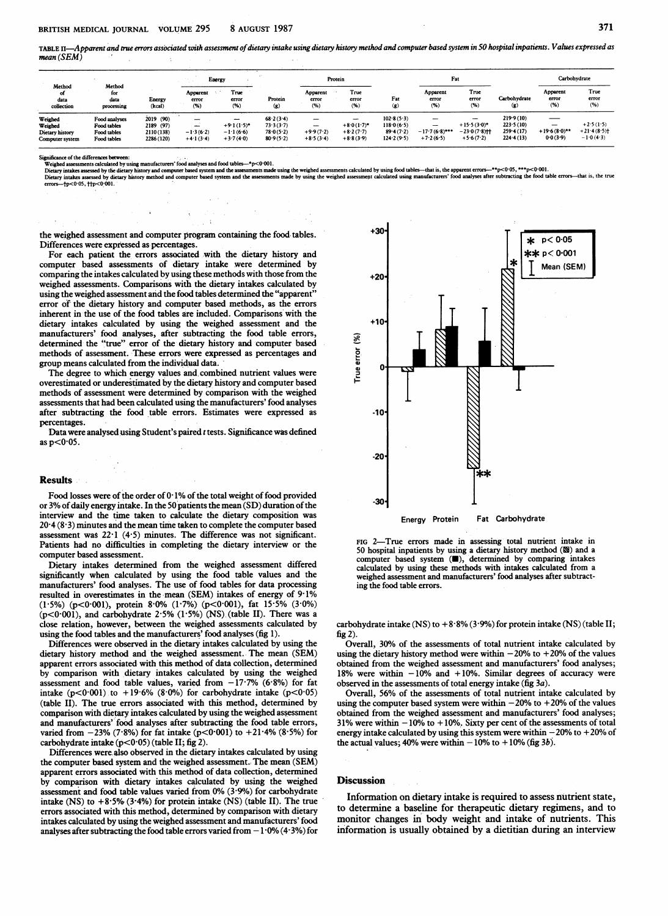TABLE II—*Apparent and true errors associated with assessment of dietary intake using dietary history method and computer based system in 50 hospital inpatients. Values expressed as mean (SEM)*

| Method of data collection | Method for data processing | Energy (kcal) | Energy: Apparent error (%) | Energy: True error (%) | Protein (g) | Protein: Apparent error (%) | Protein: True error (%) | Fat (g) | Fat: Apparent error (%) | Fat: True error (%) | Carbohydrate (g) | Carbohydrate: Apparent error (%) | Carbohydrate: True error (%) |
|---|---|---|---|---|---|---|---|---|---|---|---|---|---|
| Weighed | Food analyses | 2019 (90) | — | — | 68·2 (3·4) | — | — | 102·8 (5·3) | — | — | 219·9 (10) | — | |
| Weighed | Food tables | 2189 (97) | — | +9·1 (1·5)* | 73·3 (3·7) | — | +8·0 (1·7)* | 118·0 (6·5) | — | +15·5 (3·0)* | 223·5 (10) | — | +2·5 (1·5) |
| Dietary history | Food tables | 2110 (138) | −1·3 (6·2) | −1·1 (6·6) | 78·0 (5·2) | +9·9 (7·2) | +8·2 (7·7) | 89·4 (7·2) | −17·7 (6·8)*** | −23·0 (7·8)†† | 259·4 (17) | +19·6 (8·0)** | +21·4 (8·5)† |
| Computer system | Food tables | 2286 (120) | +4·1 (3·4) | +3·7 (4·0) | 80·9 (5·2) | +8·5 (3·4) | +8·8 (3·9) | 124·2 (9·5) | +7·2 (6·5) | +5·6 (7·2) | 224·4 (13) | 0·0 (3·9) | −1·0 (4·3) |

Significance of the differences between:
Weighed assessments calculated by using manufacturers' food analyses and food tables—*p<0·001.
Dietary intakes assessed by the dietary history and computer based system and the assessments made using the weighed assessments calculated by using food tables—that is, the apparent errors—**p<0·05, ***p<0·001.
Dietary intakes assessed by dietary history method and computer based system and the assessments made by using the weighed assessment calculated using manufacturers' food analyses after subtracting the food table errors—that is, the true errors—†p<0·05, ††p<0·001.

the weighed assessment and computer program containing the food tables. Differences were expressed as percentages.

For each patient the errors associated with the dietary history and computer based assessments of dietary intake were determined by comparing the intakes calculated by using these methods with those from the weighed assessments. Comparisons with the dietary intakes calculated by using the weighed assessment and the food tables determined the "apparent" error of the dietary history and computer based methods, as the errors inherent in the use of the food tables are included. Comparisons with the dietary intakes calculated by using the weighed assessment and the manufacturers' food analyses, after subtracting the food table errors, determined the "true" error of the dietary history and computer based methods of assessment. These errors were expressed as percentages and group means calculated from the individual data.

The degree to which energy values and combined nutrient values were overestimated or underestimated by the dietary history and computer based methods of assessment were determined by comparison with the weighed assessments that had been calculated using the manufacturers' food analyses after subtracting the food table errors. Estimates were expressed as percentages.

Data were analysed using Student's paired *t* tests. Significance was defined as $p<0·05$.

## Results

Food losses were of the order of 0·1% of the total weight of food provided or 3% of daily energy intake. In the 50 patients the mean (SD) duration of the interview and the time taken to calculate the dietary composition was 20·4 (8·3) minutes and the mean time taken to complete the computer based assessment was 22·1 (4·5) minutes. The difference was not significant. Patients had no difficulties in completing the dietary interview or the computer based assessment.

Dietary intakes determined from the weighed assessment differed significantly when calculated by using the food table values and the manufacturers' food analyses. The use of food tables for data processing resulted in overestimates in the mean (SEM) intakes of energy of 9·1% (1·5%) ($p<0·001$), protein 8·0% (1·7%) ($p<0·001$), fat 15·5% (3·0%) ($p<0·001$), and carbohydrate 2·5% (1·5%) (NS) (table II). There was a close relation, however, between the weighed assessments calculated by using the food tables and the manufacturers' food analyses (fig 1).

Differences were observed in the dietary intakes calculated by using the dietary history method and the weighed assessment. The mean (SEM) apparent errors associated with this method of data collection, determined by comparison with dietary intakes calculated by using the weighed assessment and food table values, varied from −17·7% (6·8%) for fat intake ($p<0·001$) to +19·6% (8·0%) for carbohydrate intake ($p<0·05$) (table II). The true errors associated with this method, determined by comparison with dietary intakes calculated by using the weighed assessment and manufacturers' food analyses after subtracting the food table errors, varied from −23% (7·8%) for fat intake ($p<0·001$) to +21·4% (8·5%) for carbohydrate intake ($p<0·05$) (table II; fig 2).

Differences were also observed in the dietary intakes calculated by using the computer based system and the weighed assessment. The mean (SEM) apparent errors associated with this method of data collection, determined by comparison with dietary intakes calculated by using the weighed assessment and food table values varied from 0% (3·9%) for carbohydrate intake (NS) to +8·5% (3·4%) for protein intake (NS) (table II). The true errors associated with this method, determined by comparison with dietary intakes calculated by using the weighed assessment and manufacturers' food analyses after subtracting the food table errors varied from −1·0% (4·3%) for carbohydrate intake (NS) to +8·8% (3·9%) for protein intake (NS) (table II; fig 2).

FIG 2—True errors made in assessing total nutrient intake in 50 hospital inpatients by using a dietary history method (▨) and a computer based system (■), determined by comparing intakes calculated by using these methods with intakes calculated from a weighed assessment and manufacturers' food analyses after subtracting the food table errors.

Overall, 30% of the assessments of total nutrient intake calculated by using the dietary history method were within −20% to +20% of the values obtained from the weighed assessment and manufacturers' food analyses; 18% were within −10% and +10%. Similar degrees of accuracy were observed in the assessments of total energy intake (fig 3a).

Overall, 56% of the assessments of total nutrient intake calculated by using the computer based system were within −20% to +20% of the values obtained from the weighed assessment and manufacturers' food analyses; 31% were within −10% to +10%. Sixty per cent of the assessments of total energy intake calculated by using this system were within −20% to +20% of the actual values; 40% were within −10% to +10% (fig 3b).

## Discussion

Information on dietary intake is required to assess nutrient state, to determine a baseline for therapeutic dietary regimens, and to monitor changes in body weight and intake of nutrients. This information is usually obtained by a dietitian during an interview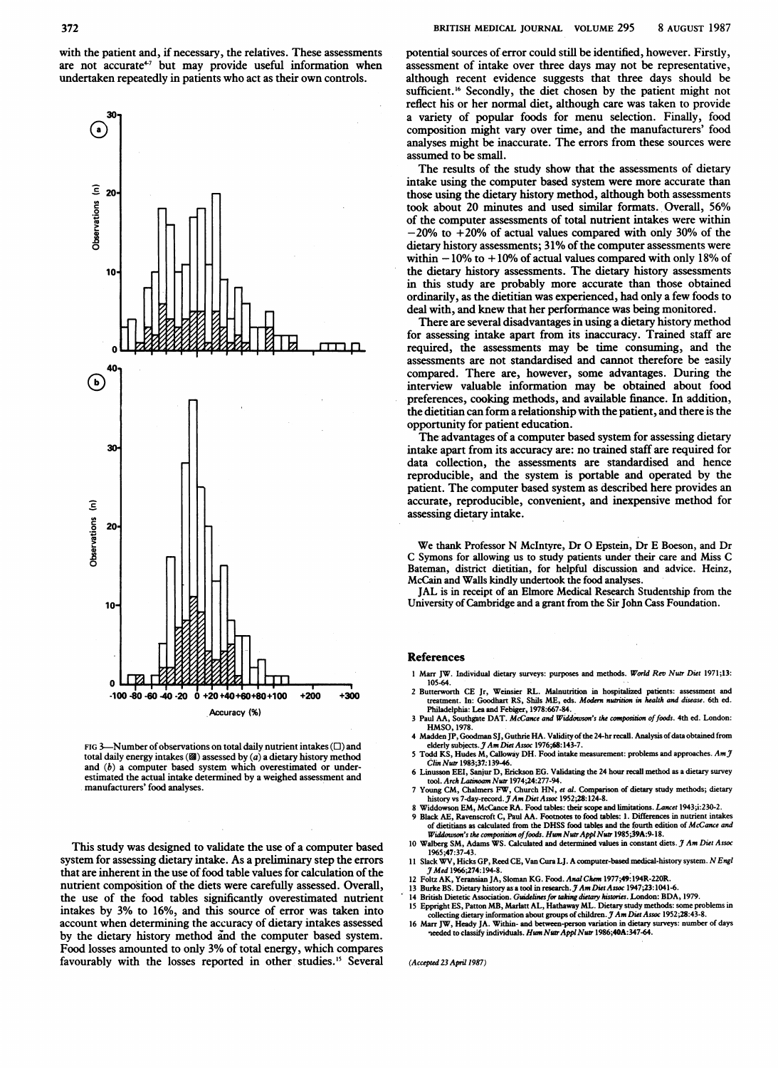with the patient and, if necessary, the relatives. These assessments are not accurate[4-7] but may provide useful information when undertaken repeatedly in patients who act as their own controls.

(a)

30

20

10

0

Observations (n)

(b)

40

30

20

10

0

Observations (n)

-100 -80 -60 -40 -20 0 +20 +40 +60 +80 +100 +200 +300

Accuracy (%)

FIG 3—Number of observations on total daily nutrient intakes (□) and total daily energy intakes (▨) assessed by (a) a dietary history method and (b) a computer based system which overestimated or underestimated the actual intake determined by a weighed assessment and manufacturers' food analyses.

This study was designed to validate the use of a computer based system for assessing dietary intake. As a preliminary step the errors that are inherent in the use of food table values for calculation of the nutrient composition of the diets were carefully assessed. Overall, the use of the food tables significantly overestimated nutrient intakes by 3% to 16%, and this source of error was taken into account when determining the accuracy of dietary intakes assessed by the dietary history method and the computer based system. Food losses amounted to only 3% of total energy, which compares favourably with the losses reported in other studies.[15] Several potential sources of error could still be identified, however. Firstly, assessment of intake over three days may not be representative, although recent evidence suggests that three days should be sufficient.[16] Secondly, the diet chosen by the patient might not reflect his or her normal diet, although care was taken to provide a variety of popular foods for menu selection. Finally, food composition might vary over time, and the manufacturers' food analyses might be inaccurate. The errors from these sources were assumed to be small.

The results of the study show that the assessments of dietary intake using the computer based system were more accurate than those using the dietary history method, although both assessments took about 20 minutes and used similar formats. Overall, 56% of the computer assessments of total nutrient intakes were within −20% to +20% of actual values compared with only 30% of the dietary history assessments; 31% of the computer assessments were within −10% to +10% of actual values compared with only 18% of the dietary history assessments. The dietary history assessments in this study are probably more accurate than those obtained ordinarily, as the dietitian was experienced, had only a few foods to deal with, and knew that her performance was being monitored.

There are several disadvantages in using a dietary history method for assessing intake apart from its inaccuracy. Trained staff are required, the assessments may be time consuming, and the assessments are not standardised and cannot therefore be easily compared. There are, however, some advantages. During the interview valuable information may be obtained about food preferences, cooking methods, and available finance. In addition, the dietitian can form a relationship with the patient, and there is the opportunity for patient education.

The advantages of a computer based system for assessing dietary intake apart from its accuracy are: no trained staff are required for data collection, the assessments are standardised and hence reproducible, and the system is portable and operated by the patient. The computer based system as described here provides an accurate, reproducible, convenient, and inexpensive method for assessing dietary intake.

We thank Professor N McIntyre, Dr O Epstein, Dr E Boeson, and Dr C Symons for allowing us to study patients under their care and Miss C Bateman, district dietitian, for helpful discussion and advice. Heinz, McCain and Walls kindly undertook the food analyses.

JAL is in receipt of an Elmore Medical Research Studentship from the University of Cambridge and a grant from the Sir John Cass Foundation.

## References

1 Marr JW. Individual dietary surveys: purposes and methods. *World Rev Nutr Diet* 1971;13:105-64.
2 Butterworth CE Jr, Weinsier RL. Malnutrition in hospitalized patients: assessment and treatment. In: Goodhart RS, Shils ME, eds. *Modern nutrition in health and disease.* 6th ed. Philadelphia: Lea and Febiger, 1978:667-84.
3 Paul AA, Southgate DAT. *McCance and Widdowson's the composition of foods.* 4th ed. London: HMSO, 1978.
4 Madden JP, Goodman SJ, Guthrie HA. Validity of the 24-hr recall. Analysis of data obtained from elderly subjects. *J Am Diet Assoc* 1976;68:143-7.
5 Todd KS, Hudes M, Calloway DH. Food intake measurement: problems and approaches. *Am J Clin Nutr* 1983;37:139-46.
6 Linusson EEI, Sanjur D, Erickson EG. Validating the 24 hour recall method as a dietary survey tool. *Arch Latinoam Nutr* 1974;24:277-94.
7 Young CM, Chalmers FW, Church HN, *et al.* Comparison of dietary study methods; dietary history vs 7-day-record. *J Am Diet Assoc* 1952;28:124-8.
8 Widdowson EM, McCance RA. Food tables: their scope and limitations. *Lancet* 1943;i:230-2.
9 Black AE, Ravenscroft C, Paul AA. Footnotes to food tables: 1. Differences in nutrient intakes of dietitians as calculated from the DHSS food tables and the fourth edition of *McCance and Widdowson's the composition of foods. Hum Nutr Appl Nutr* 1985;39A:9-18.
10 Walberg SM, Adams WS. Calculated and determined values in constant diets. *J Am Diet Assoc* 1965;47:37-43.
11 Slack WV, Hicks GP, Reed CE, Van Cura LJ. A computer-based medical-history system. *N Engl J Med* 1966;274:194-8.
12 Foltz AK, Yeransian JA, Sloman KG. Food. *Anal Chem* 1977;49:194R-220R.
13 Burke BS. Dietary history as a tool in research. *J Am Diet Assoc* 1947;23:1041-6.
14 British Dietetic Association. *Guidelines for taking dietary histories.* London: BDA, 1979.
15 Eppright ES, Patton MB, Marlatt AL, Hathaway ML. Dietary study methods: some problems in collecting dietary information about groups of children. *J Am Diet Assoc* 1952;28:43-8.
16 Marr JW, Heady JA. Within- and between-person variation in dietary surveys: number of days needed to classify individuals. *Hum Nutr Appl Nutr* 1986;40A:347-64.

(Accepted 23 April 1987)